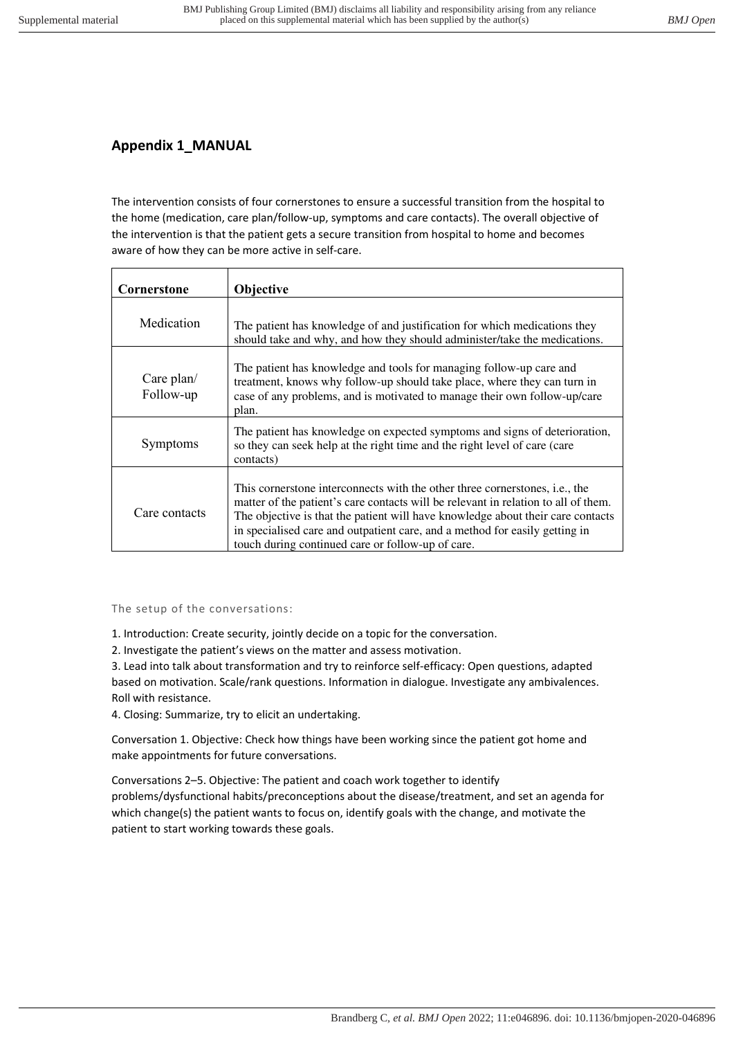## Appendix 1_MANUAL

The intervention consists of four cornerstones to ensure a successful transition from the hospital to the home (medication, care plan/follow-up, symptoms and care contacts). The overall objective of the intervention is that the patient gets a secure transition from hospital to home and becomes aware of how they can be more active in self-care.

| Cornerstone | Objective |
|---|---|
| Medication | The patient has knowledge of and justification for which medications they should take and why, and how they should administer/take the medications. |
| Care plan/ Follow-up | The patient has knowledge and tools for managing follow-up care and treatment, knows why follow-up should take place, where they can turn in case of any problems, and is motivated to manage their own follow-up/care plan. |
| Symptoms | The patient has knowledge on expected symptoms and signs of deterioration, so they can seek help at the right time and the right level of care (care contacts) |
| Care contacts | This cornerstone interconnects with the other three cornerstones, i.e., the matter of the patient's care contacts will be relevant in relation to all of them. The objective is that the patient will have knowledge about their care contacts in specialised care and outpatient care, and a method for easily getting in touch during continued care or follow-up of care. |

The setup of the conversations:

1. Introduction: Create security, jointly decide on a topic for the conversation.
2. Investigate the patient's views on the matter and assess motivation.
3. Lead into talk about transformation and try to reinforce self-efficacy: Open questions, adapted based on motivation. Scale/rank questions. Information in dialogue. Investigate any ambivalences. Roll with resistance.
4. Closing: Summarize, try to elicit an undertaking.

Conversation 1. Objective: Check how things have been working since the patient got home and make appointments for future conversations.

Conversations 2–5. Objective: The patient and coach work together to identify problems/dysfunctional habits/preconceptions about the disease/treatment, and set an agenda for which change(s) the patient wants to focus on, identify goals with the change, and motivate the patient to start working towards these goals.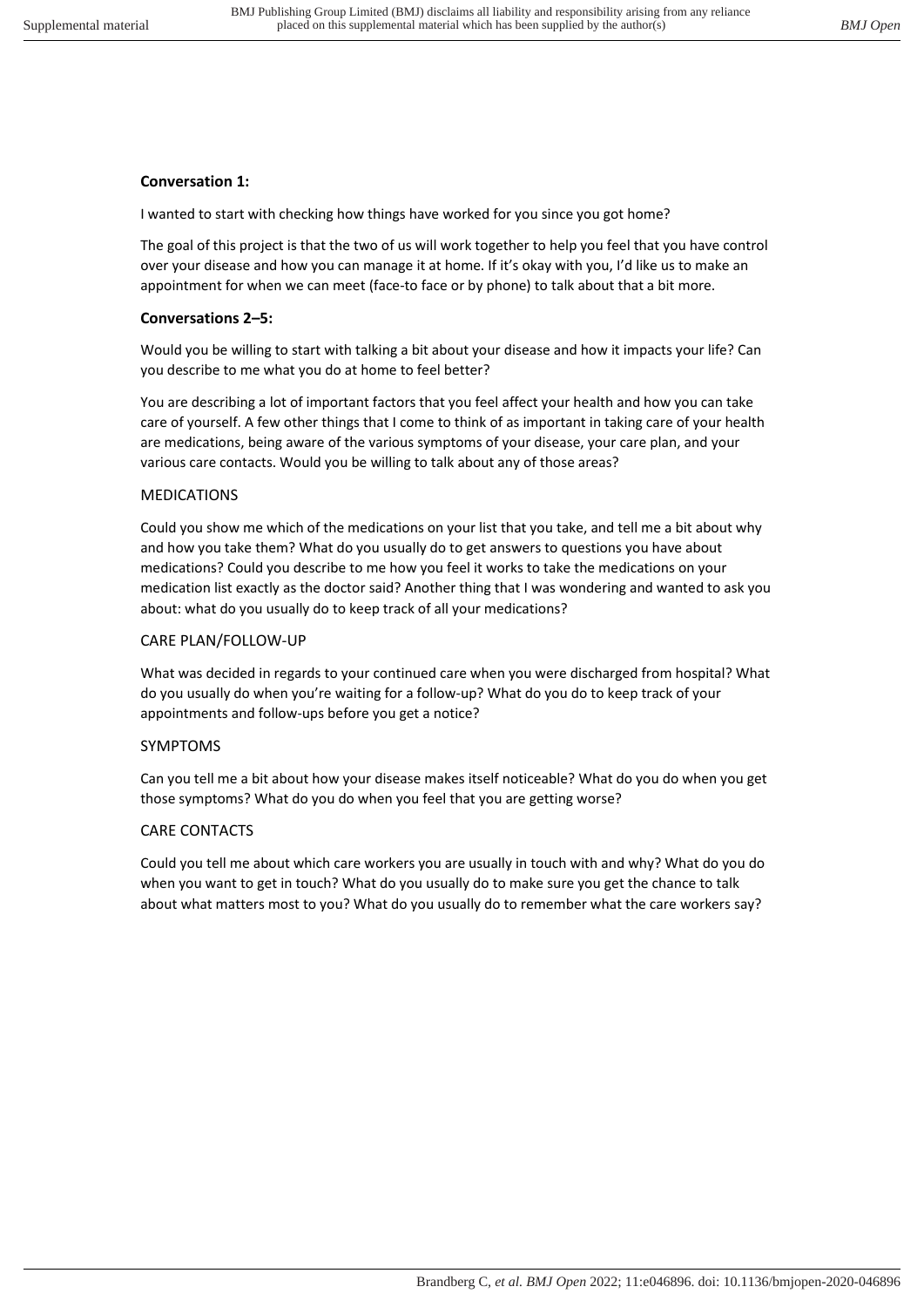**Conversation 1:**

I wanted to start with checking how things have worked for you since you got home?

The goal of this project is that the two of us will work together to help you feel that you have control over your disease and how you can manage it at home. If it's okay with you, I'd like us to make an appointment for when we can meet (face-to face or by phone) to talk about that a bit more.

**Conversations 2–5:**

Would you be willing to start with talking a bit about your disease and how it impacts your life? Can you describe to me what you do at home to feel better?

You are describing a lot of important factors that you feel affect your health and how you can take care of yourself. A few other things that I come to think of as important in taking care of your health are medications, being aware of the various symptoms of your disease, your care plan, and your various care contacts. Would you be willing to talk about any of those areas?

MEDICATIONS

Could you show me which of the medications on your list that you take, and tell me a bit about why and how you take them? What do you usually do to get answers to questions you have about medications? Could you describe to me how you feel it works to take the medications on your medication list exactly as the doctor said? Another thing that I was wondering and wanted to ask you about: what do you usually do to keep track of all your medications?

CARE PLAN/FOLLOW-UP

What was decided in regards to your continued care when you were discharged from hospital? What do you usually do when you're waiting for a follow-up? What do you do to keep track of your appointments and follow-ups before you get a notice?

SYMPTOMS

Can you tell me a bit about how your disease makes itself noticeable? What do you do when you get those symptoms? What do you do when you feel that you are getting worse?

CARE CONTACTS

Could you tell me about which care workers you are usually in touch with and why? What do you do when you want to get in touch? What do you usually do to make sure you get the chance to talk about what matters most to you? What do you usually do to remember what the care workers say?